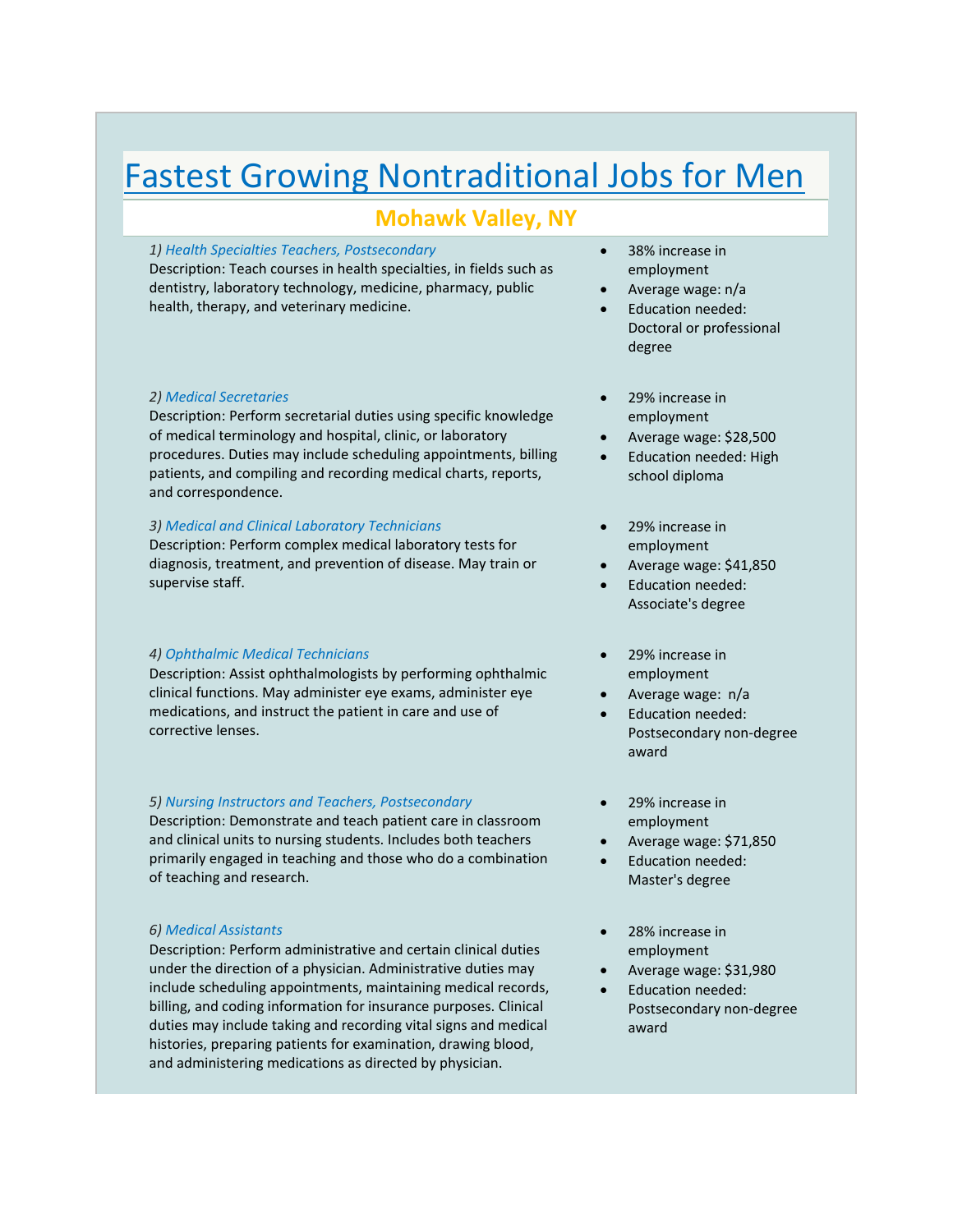# Fastest Growing Nontraditional Jobs for Men

## Mohawk Valley, NY

*1) Health Specialties Teachers, Postsecondary*

Description: Teach courses in health specialties, in fields such as dentistry, laboratory technology, medicine, pharmacy, public health, therapy, and veterinary medicine.

- 38% increase in employment
- Average wage: n/a
- Education needed: Doctoral or professional degree

*2) Medical Secretaries*

Description: Perform secretarial duties using specific knowledge of medical terminology and hospital, clinic, or laboratory procedures. Duties may include scheduling appointments, billing patients, and compiling and recording medical charts, reports, and correspondence.

- 29% increase in employment
- Average wage: $28,500
- Education needed: High school diploma

*3) Medical and Clinical Laboratory Technicians*

Description: Perform complex medical laboratory tests for diagnosis, treatment, and prevention of disease. May train or supervise staff.

- 29% increase in employment
- Average wage: $41,850
- Education needed: Associate's degree

*4) Ophthalmic Medical Technicians*

Description: Assist ophthalmologists by performing ophthalmic clinical functions. May administer eye exams, administer eye medications, and instruct the patient in care and use of corrective lenses.

- 29% increase in employment
- Average wage: n/a
- Education needed: Postsecondary non-degree award

*5) Nursing Instructors and Teachers, Postsecondary*

Description: Demonstrate and teach patient care in classroom and clinical units to nursing students. Includes both teachers primarily engaged in teaching and those who do a combination of teaching and research.

- 29% increase in employment
- Average wage: $71,850
- Education needed: Master's degree

*6) Medical Assistants*

Description: Perform administrative and certain clinical duties under the direction of a physician. Administrative duties may include scheduling appointments, maintaining medical records, billing, and coding information for insurance purposes. Clinical duties may include taking and recording vital signs and medical histories, preparing patients for examination, drawing blood, and administering medications as directed by physician.

- 28% increase in employment
- Average wage: $31,980
- Education needed: Postsecondary non-degree award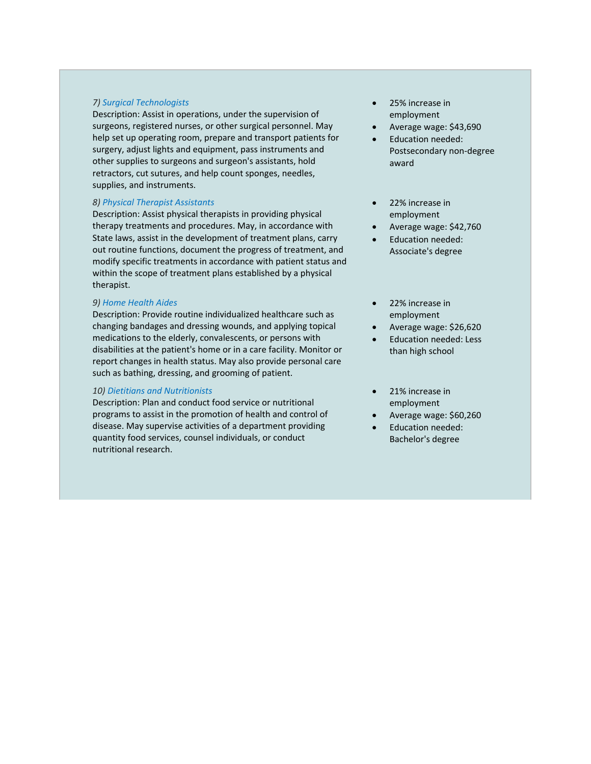*7) Surgical Technologists*
Description: Assist in operations, under the supervision of surgeons, registered nurses, or other surgical personnel. May help set up operating room, prepare and transport patients for surgery, adjust lights and equipment, pass instruments and other supplies to surgeons and surgeon's assistants, hold retractors, cut sutures, and help count sponges, needles, supplies, and instruments.

- 25% increase in employment
- Average wage: $43,690
- Education needed: Postsecondary non-degree award

*8) Physical Therapist Assistants*
Description: Assist physical therapists in providing physical therapy treatments and procedures. May, in accordance with State laws, assist in the development of treatment plans, carry out routine functions, document the progress of treatment, and modify specific treatments in accordance with patient status and within the scope of treatment plans established by a physical therapist.

- 22% increase in employment
- Average wage: $42,760
- Education needed: Associate's degree

*9) Home Health Aides*
Description: Provide routine individualized healthcare such as changing bandages and dressing wounds, and applying topical medications to the elderly, convalescents, or persons with disabilities at the patient's home or in a care facility. Monitor or report changes in health status. May also provide personal care such as bathing, dressing, and grooming of patient.

- 22% increase in employment
- Average wage: $26,620
- Education needed: Less than high school

*10) Dietitians and Nutritionists*
Description: Plan and conduct food service or nutritional programs to assist in the promotion of health and control of disease. May supervise activities of a department providing quantity food services, counsel individuals, or conduct nutritional research.

- 21% increase in employment
- Average wage: $60,260
- Education needed: Bachelor's degree